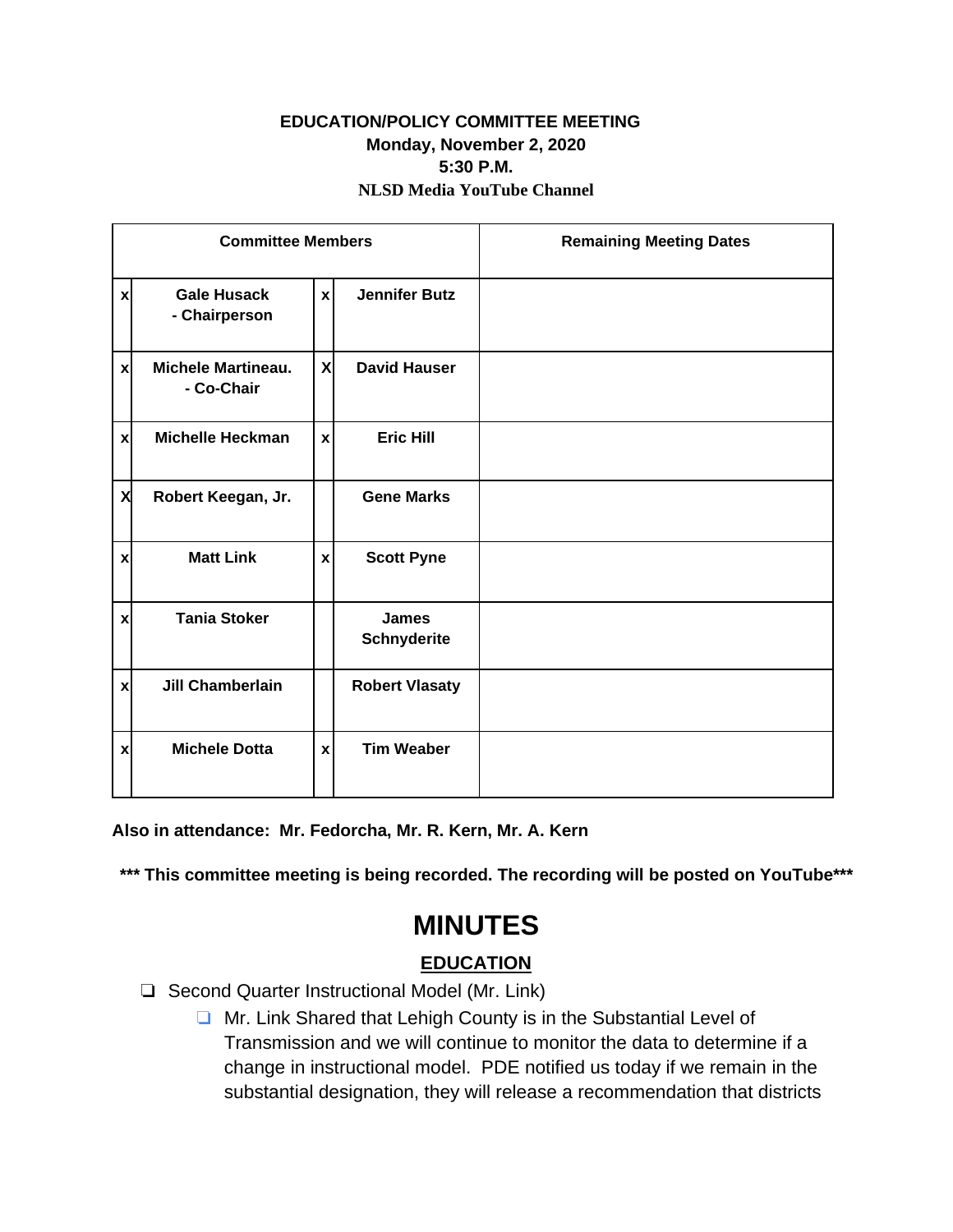**EDUCATION/POLICY COMMITTEE MEETING**
**Monday, November 2, 2020**
**5:30 P.M.**
**NLSD Media YouTube Channel**

| Committee Members | | | | Remaining Meeting Dates |
|---|---|---|---|---|
| x | **Gale Husack - Chairperson** | x | **Jennifer Butz** | |
| x | **Michele Martineau. - Co-Chair** | X | **David Hauser** | |
| x | **Michelle Heckman** | x | **Eric Hill** | |
| X | **Robert Keegan, Jr.** | | **Gene Marks** | |
| x | **Matt Link** | x | **Scott Pyne** | |
| x | **Tania Stoker** | | **James Schnyderite** | |
| x | **Jill Chamberlain** | | **Robert Vlasaty** | |
| x | **Michele Dotta** | x | **Tim Weaber** | |

**Also in attendance: Mr. Fedorcha, Mr. R. Kern, Mr. A. Kern**

**\*\*\* This committee meeting is being recorded. The recording will be posted on YouTube\*\*\***

# MINUTES

## EDUCATION

- ❏ Second Quarter Instructional Model (Mr. Link)
  - ❏ Mr. Link Shared that Lehigh County is in the Substantial Level of Transmission and we will continue to monitor the data to determine if a change in instructional model. PDE notified us today if we remain in the substantial designation, they will release a recommendation that districts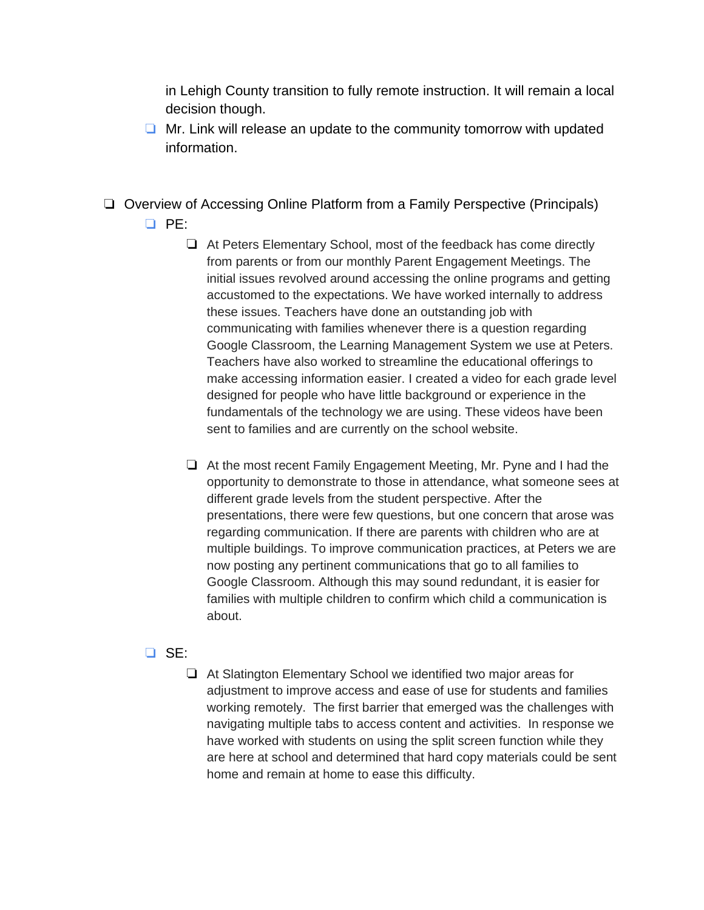- in Lehigh County transition to fully remote instruction. It will remain a local decision though.
- Mr. Link will release an update to the community tomorrow with updated information.

- Overview of Accessing Online Platform from a Family Perspective (Principals)
  - PE:
    - At Peters Elementary School, most of the feedback has come directly from parents or from our monthly Parent Engagement Meetings. The initial issues revolved around accessing the online programs and getting accustomed to the expectations. We have worked internally to address these issues. Teachers have done an outstanding job with communicating with families whenever there is a question regarding Google Classroom, the Learning Management System we use at Peters. Teachers have also worked to streamline the educational offerings to make accessing information easier. I created a video for each grade level designed for people who have little background or experience in the fundamentals of the technology we are using. These videos have been sent to families and are currently on the school website.

    - At the most recent Family Engagement Meeting, Mr. Pyne and I had the opportunity to demonstrate to those in attendance, what someone sees at different grade levels from the student perspective. After the presentations, there were few questions, but one concern that arose was regarding communication. If there are parents with children who are at multiple buildings. To improve communication practices, at Peters we are now posting any pertinent communications that go to all families to Google Classroom. Although this may sound redundant, it is easier for families with multiple children to confirm which child a communication is about.

  - SE:
    - At Slatington Elementary School we identified two major areas for adjustment to improve access and ease of use for students and families working remotely. The first barrier that emerged was the challenges with navigating multiple tabs to access content and activities. In response we have worked with students on using the split screen function while they are here at school and determined that hard copy materials could be sent home and remain at home to ease this difficulty.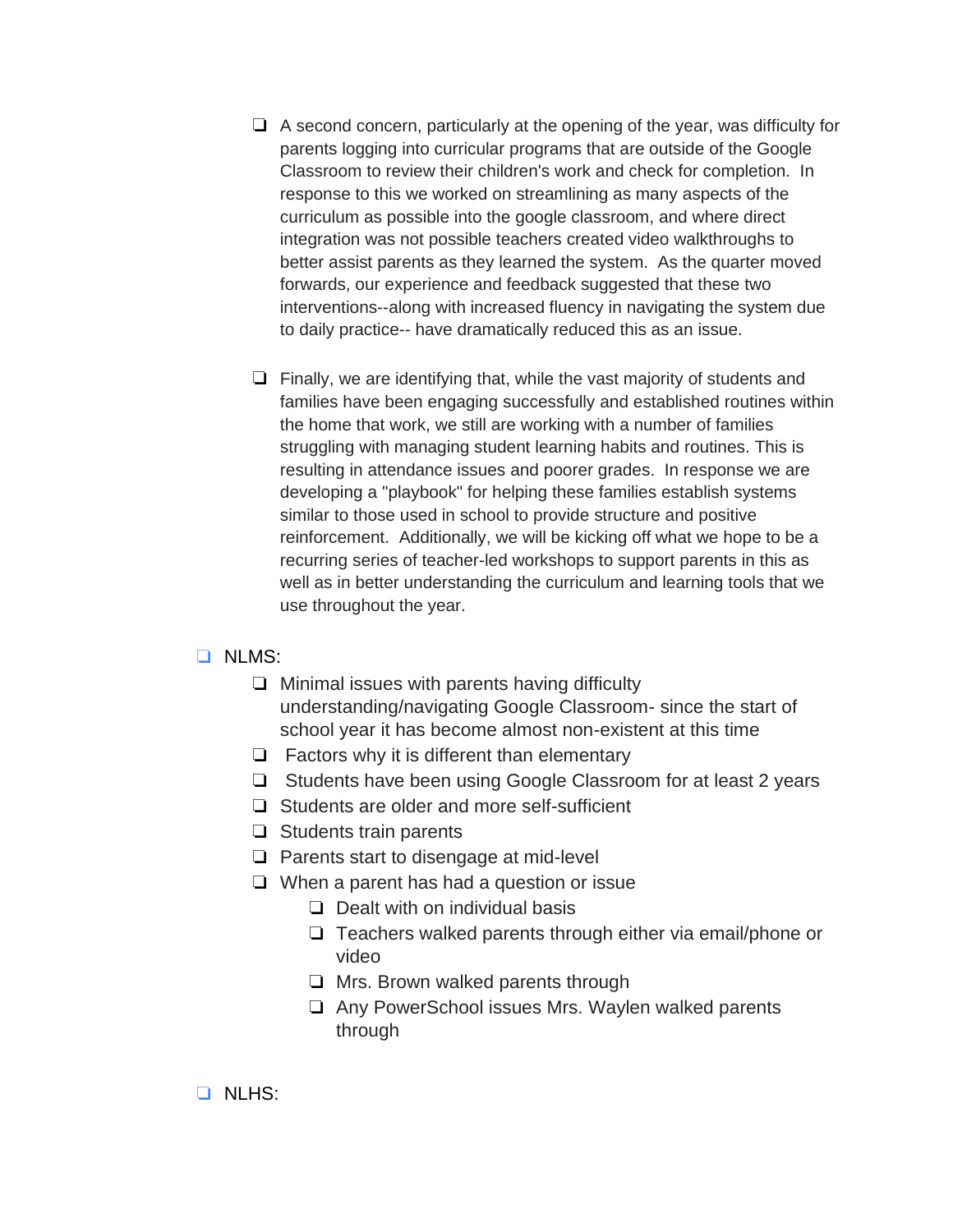- A second concern, particularly at the opening of the year, was difficulty for parents logging into curricular programs that are outside of the Google Classroom to review their children's work and check for completion. In response to this we worked on streamlining as many aspects of the curriculum as possible into the google classroom, and where direct integration was not possible teachers created video walkthroughs to better assist parents as they learned the system. As the quarter moved forwards, our experience and feedback suggested that these two interventions--along with increased fluency in navigating the system due to daily practice-- have dramatically reduced this as an issue.

- Finally, we are identifying that, while the vast majority of students and families have been engaging successfully and established routines within the home that work, we still are working with a number of families struggling with managing student learning habits and routines. This is resulting in attendance issues and poorer grades. In response we are developing a "playbook" for helping these families establish systems similar to those used in school to provide structure and positive reinforcement. Additionally, we will be kicking off what we hope to be a recurring series of teacher-led workshops to support parents in this as well as in better understanding the curriculum and learning tools that we use throughout the year.

- NLMS:
  - Minimal issues with parents having difficulty understanding/navigating Google Classroom- since the start of school year it has become almost non-existent at this time
  - Factors why it is different than elementary
  - Students have been using Google Classroom for at least 2 years
  - Students are older and more self-sufficient
  - Students train parents
  - Parents start to disengage at mid-level
  - When a parent has had a question or issue
    - Dealt with on individual basis
    - Teachers walked parents through either via email/phone or video
    - Mrs. Brown walked parents through
    - Any PowerSchool issues Mrs. Waylen walked parents through

- NLHS: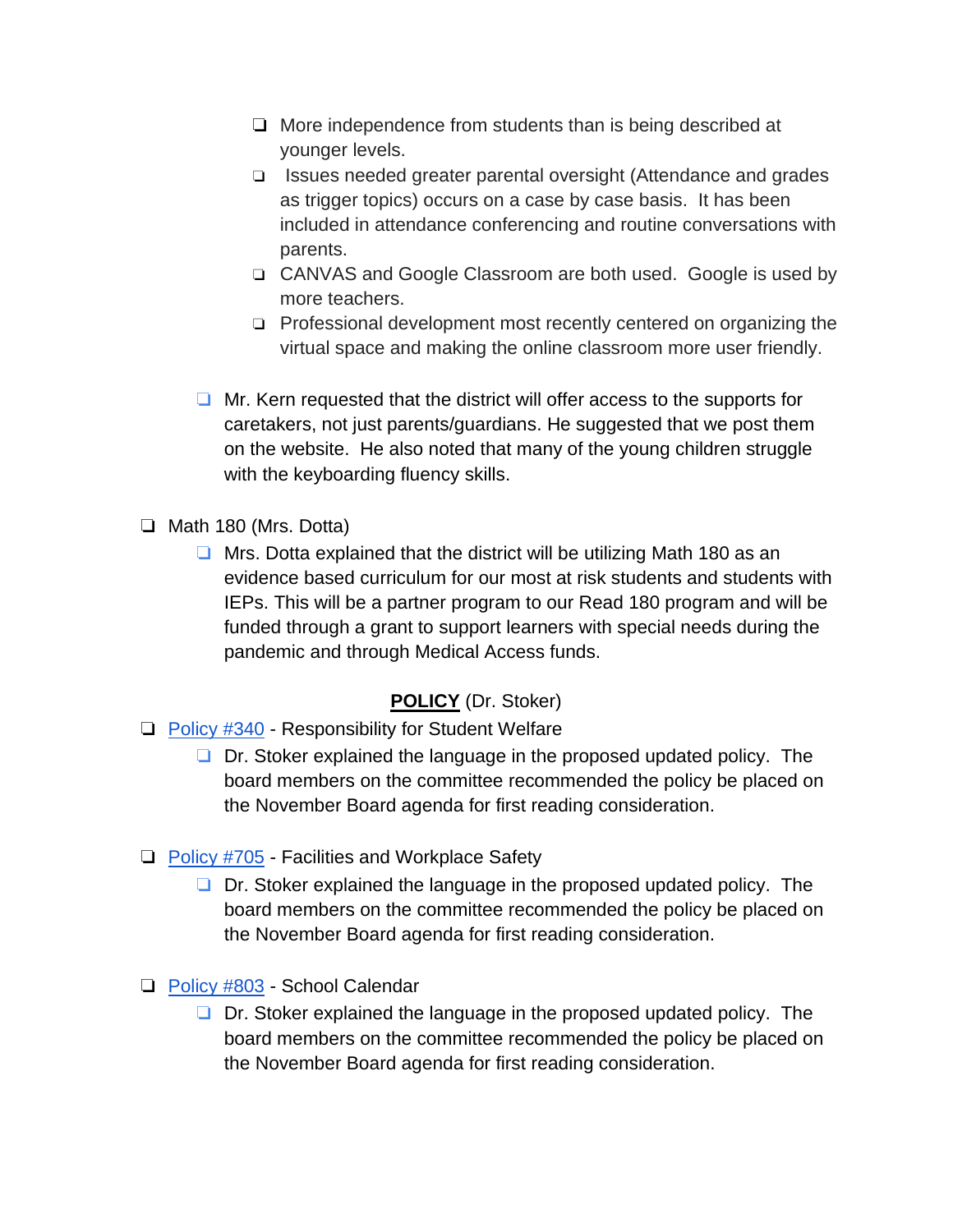- More independence from students than is being described at younger levels.
        - Issues needed greater parental oversight (Attendance and grades as trigger topics) occurs on a case by case basis. It has been included in attendance conferencing and routine conversations with parents.
        - CANVAS and Google Classroom are both used. Google is used by more teachers.
        - Professional development most recently centered on organizing the virtual space and making the online classroom more user friendly.

    - Mr. Kern requested that the district will offer access to the supports for caretakers, not just parents/guardians. He suggested that we post them on the website. He also noted that many of the young children struggle with the keyboarding fluency skills.

- Math 180 (Mrs. Dotta)
    - Mrs. Dotta explained that the district will be utilizing Math 180 as an evidence based curriculum for our most at risk students and students with IEPs. This will be a partner program to our Read 180 program and will be funded through a grant to support learners with special needs during the pandemic and through Medical Access funds.

**POLICY** (Dr. Stoker)

- Policy #340 - Responsibility for Student Welfare
    - Dr. Stoker explained the language in the proposed updated policy. The board members on the committee recommended the policy be placed on the November Board agenda for first reading consideration.

- Policy #705 - Facilities and Workplace Safety
    - Dr. Stoker explained the language in the proposed updated policy. The board members on the committee recommended the policy be placed on the November Board agenda for first reading consideration.

- Policy #803 - School Calendar
    - Dr. Stoker explained the language in the proposed updated policy. The board members on the committee recommended the policy be placed on the November Board agenda for first reading consideration.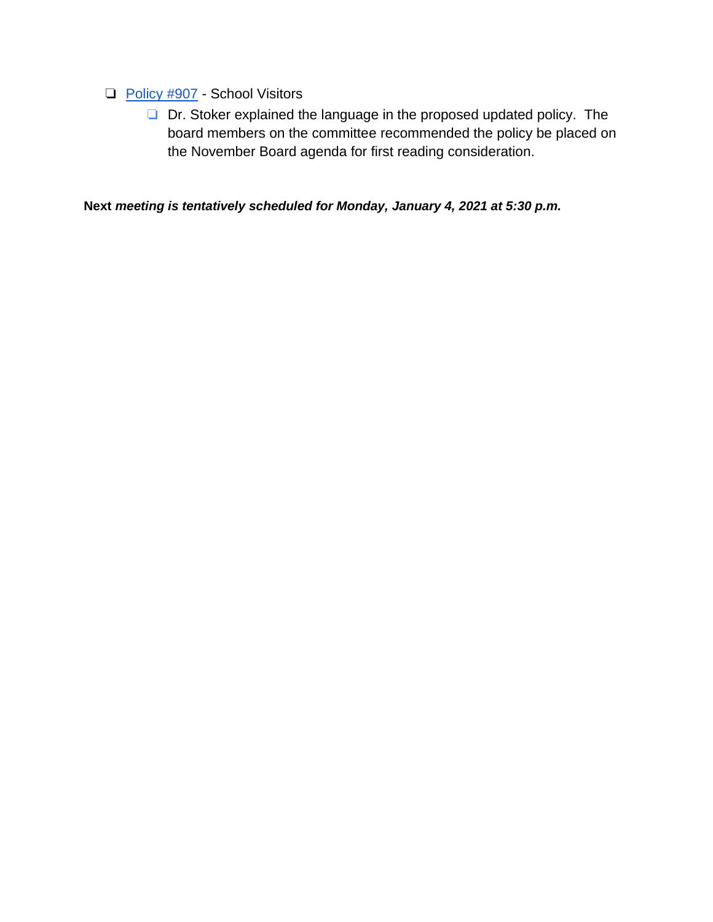- Policy #907 - School Visitors
  - Dr. Stoker explained the language in the proposed updated policy. The board members on the committee recommended the policy be placed on the November Board agenda for first reading consideration.

**Next** ***meeting is tentatively scheduled for Monday, January 4, 2021 at 5:30 p.m.***